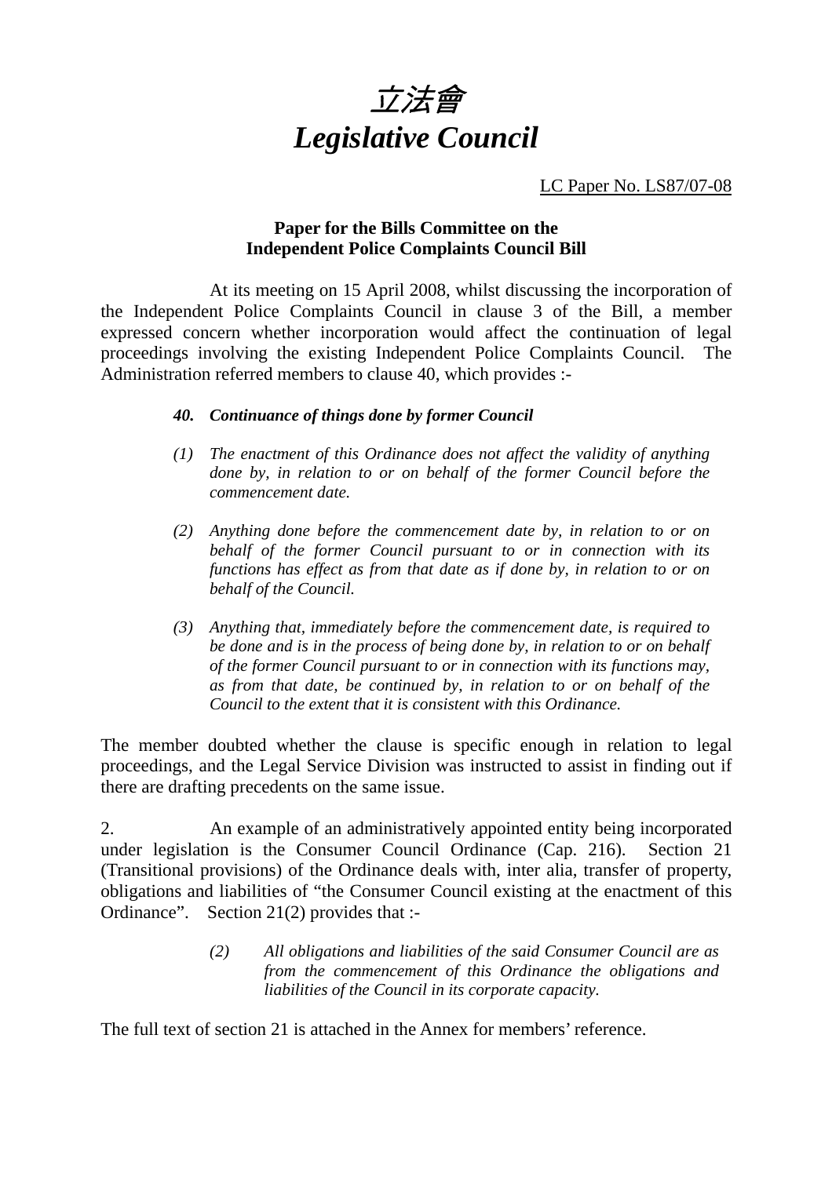# *立法會*
# *Legislative Council*

LC Paper No. LS87/07-08

**Paper for the Bills Committee on the Independent Police Complaints Council Bill**

At its meeting on 15 April 2008, whilst discussing the incorporation of the Independent Police Complaints Council in clause 3 of the Bill, a member expressed concern whether incorporation would affect the continuation of legal proceedings involving the existing Independent Police Complaints Council. The Administration referred members to clause 40, which provides :-

> ***40. Continuance of things done by former Council***
>
> *(1) The enactment of this Ordinance does not affect the validity of anything done by, in relation to or on behalf of the former Council before the commencement date.*
>
> *(2) Anything done before the commencement date by, in relation to or on behalf of the former Council pursuant to or in connection with its functions has effect as from that date as if done by, in relation to or on behalf of the Council.*
>
> *(3) Anything that, immediately before the commencement date, is required to be done and is in the process of being done by, in relation to or on behalf of the former Council pursuant to or in connection with its functions may, as from that date, be continued by, in relation to or on behalf of the Council to the extent that it is consistent with this Ordinance.*

The member doubted whether the clause is specific enough in relation to legal proceedings, and the Legal Service Division was instructed to assist in finding out if there are drafting precedents on the same issue.

2. An example of an administratively appointed entity being incorporated under legislation is the Consumer Council Ordinance (Cap. 216). Section 21 (Transitional provisions) of the Ordinance deals with, inter alia, transfer of property, obligations and liabilities of "the Consumer Council existing at the enactment of this Ordinance". Section 21(2) provides that :-

> *(2) All obligations and liabilities of the said Consumer Council are as from the commencement of this Ordinance the obligations and liabilities of the Council in its corporate capacity.*

The full text of section 21 is attached in the Annex for members' reference.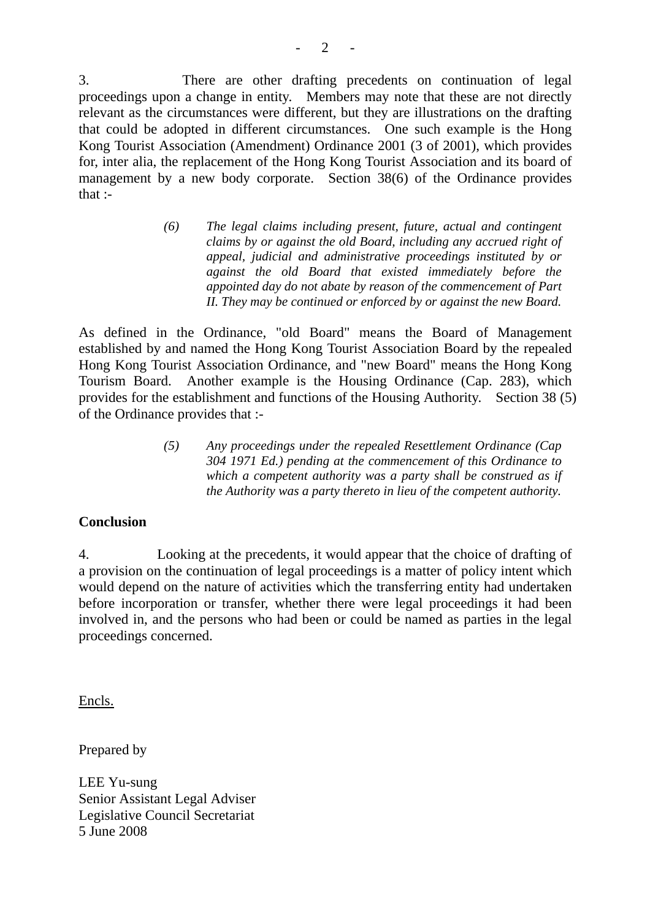3. There are other drafting precedents on continuation of legal proceedings upon a change in entity. Members may note that these are not directly relevant as the circumstances were different, but they are illustrations on the drafting that could be adopted in different circumstances. One such example is the Hong Kong Tourist Association (Amendment) Ordinance 2001 (3 of 2001), which provides for, inter alia, the replacement of the Hong Kong Tourist Association and its board of management by a new body corporate. Section 38(6) of the Ordinance provides that :-

> *(6) The legal claims including present, future, actual and contingent claims by or against the old Board, including any accrued right of appeal, judicial and administrative proceedings instituted by or against the old Board that existed immediately before the appointed day do not abate by reason of the commencement of Part II. They may be continued or enforced by or against the new Board.*

As defined in the Ordinance, "old Board" means the Board of Management established by and named the Hong Kong Tourist Association Board by the repealed Hong Kong Tourist Association Ordinance, and "new Board" means the Hong Kong Tourism Board. Another example is the Housing Ordinance (Cap. 283), which provides for the establishment and functions of the Housing Authority. Section 38 (5) of the Ordinance provides that :-

> *(5) Any proceedings under the repealed Resettlement Ordinance (Cap 304 1971 Ed.) pending at the commencement of this Ordinance to which a competent authority was a party shall be construed as if the Authority was a party thereto in lieu of the competent authority.*

**Conclusion**

4. Looking at the precedents, it would appear that the choice of drafting of a provision on the continuation of legal proceedings is a matter of policy intent which would depend on the nature of activities which the transferring entity had undertaken before incorporation or transfer, whether there were legal proceedings it had been involved in, and the persons who had been or could be named as parties in the legal proceedings concerned.

<u>Encls.</u>

Prepared by

LEE Yu-sung
Senior Assistant Legal Adviser
Legislative Council Secretariat
5 June 2008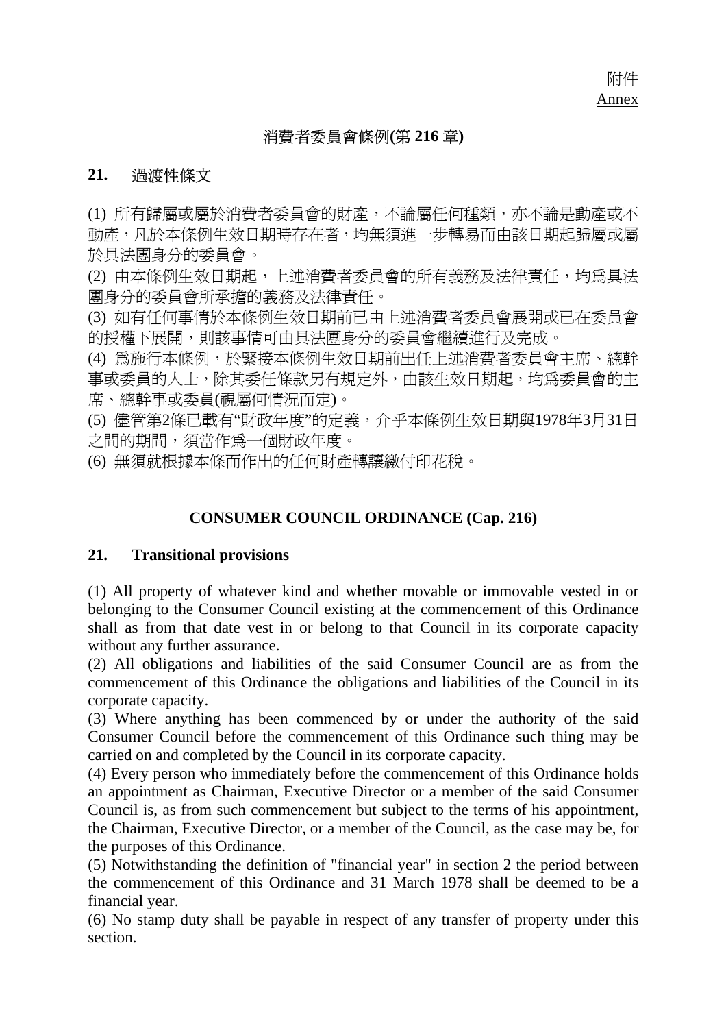附件
Annex

## 消費者委員會條例(第 216 章)

### 21. 過渡性條文

(1) 所有歸屬或屬於消費者委員會的財產，不論屬任何種類，亦不論是動產或不動產，凡於本條例生效日期時存在者，均無須進一步轉易而由該日期起歸屬或屬於具法團身分的委員會。

(2) 由本條例生效日期起，上述消費者委員會的所有義務及法律責任，均為具法團身分的委員會所承擔的義務及法律責任。

(3) 如有任何事情於本條例生效日期前已由上述消費者委員會展開或已在委員會的授權下展開，則該事情可由具法團身分的委員會繼續進行及完成。

(4) 為施行本條例，於緊接本條例生效日期前出任上述消費者委員會主席、總幹事或委員的人士，除其委任條款另有規定外，由該生效日期起，均為委員會的主席、總幹事或委員(視屬何情況而定)。

(5) 儘管第2條已載有“財政年度”的定義，介乎本條例生效日期與1978年3月31日之間的期間，須當作為一個財政年度。

(6) 無須就根據本條而作出的任何財產轉讓繳付印花稅。

## CONSUMER COUNCIL ORDINANCE (Cap. 216)

### 21. Transitional provisions

(1) All property of whatever kind and whether movable or immovable vested in or belonging to the Consumer Council existing at the commencement of this Ordinance shall as from that date vest in or belong to that Council in its corporate capacity without any further assurance.

(2) All obligations and liabilities of the said Consumer Council are as from the commencement of this Ordinance the obligations and liabilities of the Council in its corporate capacity.

(3) Where anything has been commenced by or under the authority of the said Consumer Council before the commencement of this Ordinance such thing may be carried on and completed by the Council in its corporate capacity.

(4) Every person who immediately before the commencement of this Ordinance holds an appointment as Chairman, Executive Director or a member of the said Consumer Council is, as from such commencement but subject to the terms of his appointment, the Chairman, Executive Director, or a member of the Council, as the case may be, for the purposes of this Ordinance.

(5) Notwithstanding the definition of "financial year" in section 2 the period between the commencement of this Ordinance and 31 March 1978 shall be deemed to be a financial year.

(6) No stamp duty shall be payable in respect of any transfer of property under this section.